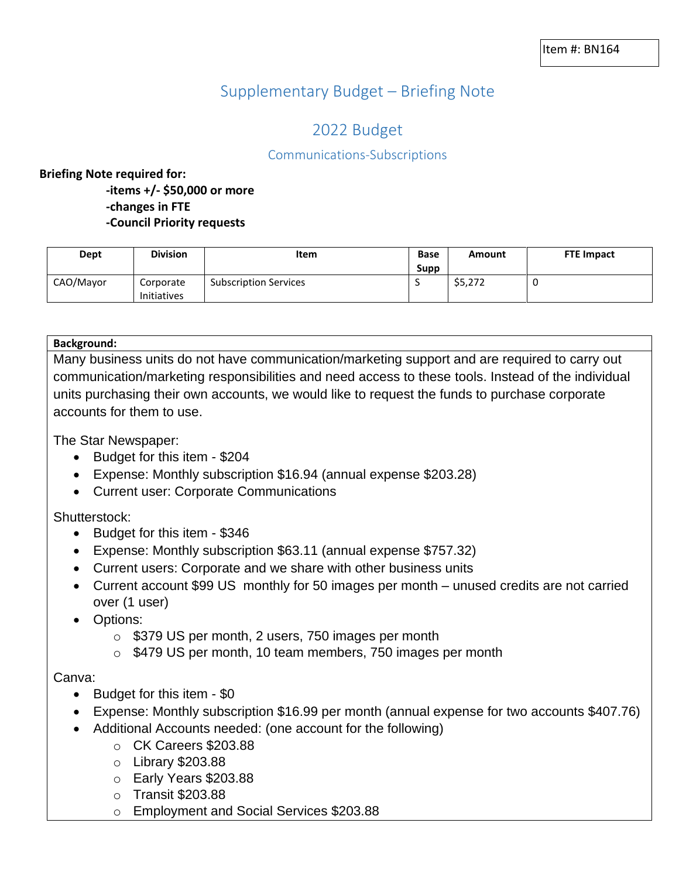Item #: BN164

# Supplementary Budget – Briefing Note

## 2022 Budget

### Communications-Subscriptions

**Briefing Note required for:**

**-items +/- $50,000 or more**
**-changes in FTE**
**-Council Priority requests**

| Dept | Division | Item | Base Supp | Amount | FTE Impact |
|---|---|---|---|---|---|
| CAO/Mayor | Corporate Initiatives | Subscription Services | S | $5,272 | 0 |

**Background:**

Many business units do not have communication/marketing support and are required to carry out communication/marketing responsibilities and need access to these tools. Instead of the individual units purchasing their own accounts, we would like to request the funds to purchase corporate accounts for them to use.

The Star Newspaper:

- Budget for this item - $204
- Expense: Monthly subscription $16.94 (annual expense $203.28)
- Current user: Corporate Communications

Shutterstock:

- Budget for this item - $346
- Expense: Monthly subscription $63.11 (annual expense $757.32)
- Current users: Corporate and we share with other business units
- Current account $99 US monthly for 50 images per month – unused credits are not carried over (1 user)
- Options:
  - $379 US per month, 2 users, 750 images per month
  - $479 US per month, 10 team members, 750 images per month

Canva:

- Budget for this item - $0
- Expense: Monthly subscription $16.99 per month (annual expense for two accounts $407.76)
- Additional Accounts needed: (one account for the following)
  - CK Careers $203.88
  - Library $203.88
  - Early Years $203.88
  - Transit $203.88
  - Employment and Social Services $203.88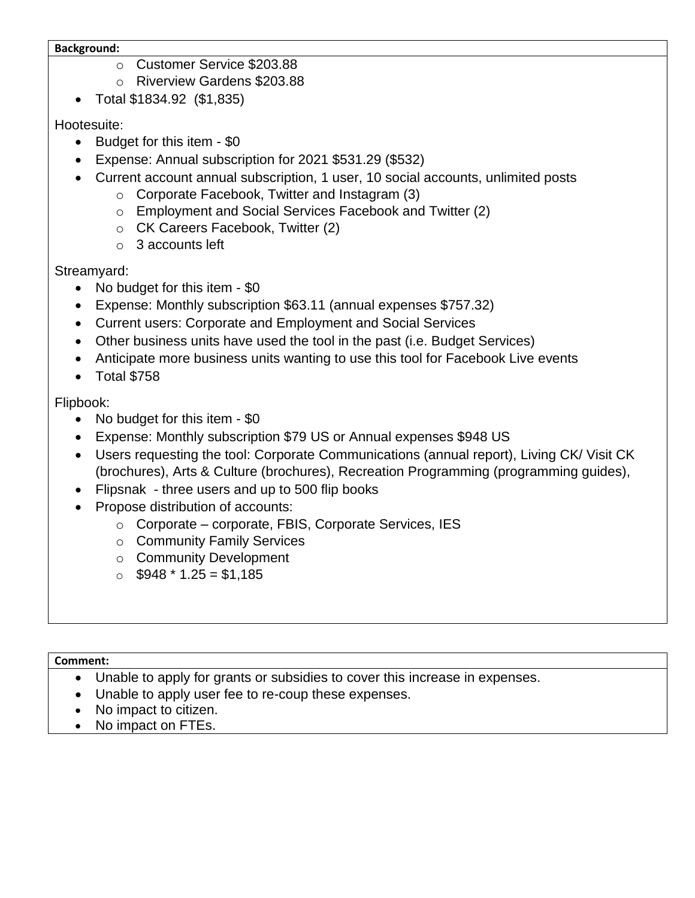**Background:**

  - Customer Service $203.88
  - Riverview Gardens $203.88
- Total $1834.92 ($1,835)

Hootesuite:

- Budget for this item - $0
- Expense: Annual subscription for 2021 $531.29 ($532)
- Current account annual subscription, 1 user, 10 social accounts, unlimited posts
  - Corporate Facebook, Twitter and Instagram (3)
  - Employment and Social Services Facebook and Twitter (2)
  - CK Careers Facebook, Twitter (2)
  - 3 accounts left

Streamyard:

- No budget for this item - $0
- Expense: Monthly subscription $63.11 (annual expenses $757.32)
- Current users: Corporate and Employment and Social Services
- Other business units have used the tool in the past (i.e. Budget Services)
- Anticipate more business units wanting to use this tool for Facebook Live events
- Total $758

Flipbook:

- No budget for this item - $0
- Expense: Monthly subscription $79 US or Annual expenses $948 US
- Users requesting the tool: Corporate Communications (annual report), Living CK/ Visit CK (brochures), Arts & Culture (brochures), Recreation Programming (programming guides),
- Flipsnak - three users and up to 500 flip books
- Propose distribution of accounts:
  - Corporate – corporate, FBIS, Corporate Services, IES
  - Community Family Services
  - Community Development
  - $948 * 1.25 = $1,185

**Comment:**

- Unable to apply for grants or subsidies to cover this increase in expenses.
- Unable to apply user fee to re-coup these expenses.
- No impact to citizen.
- No impact on FTEs.